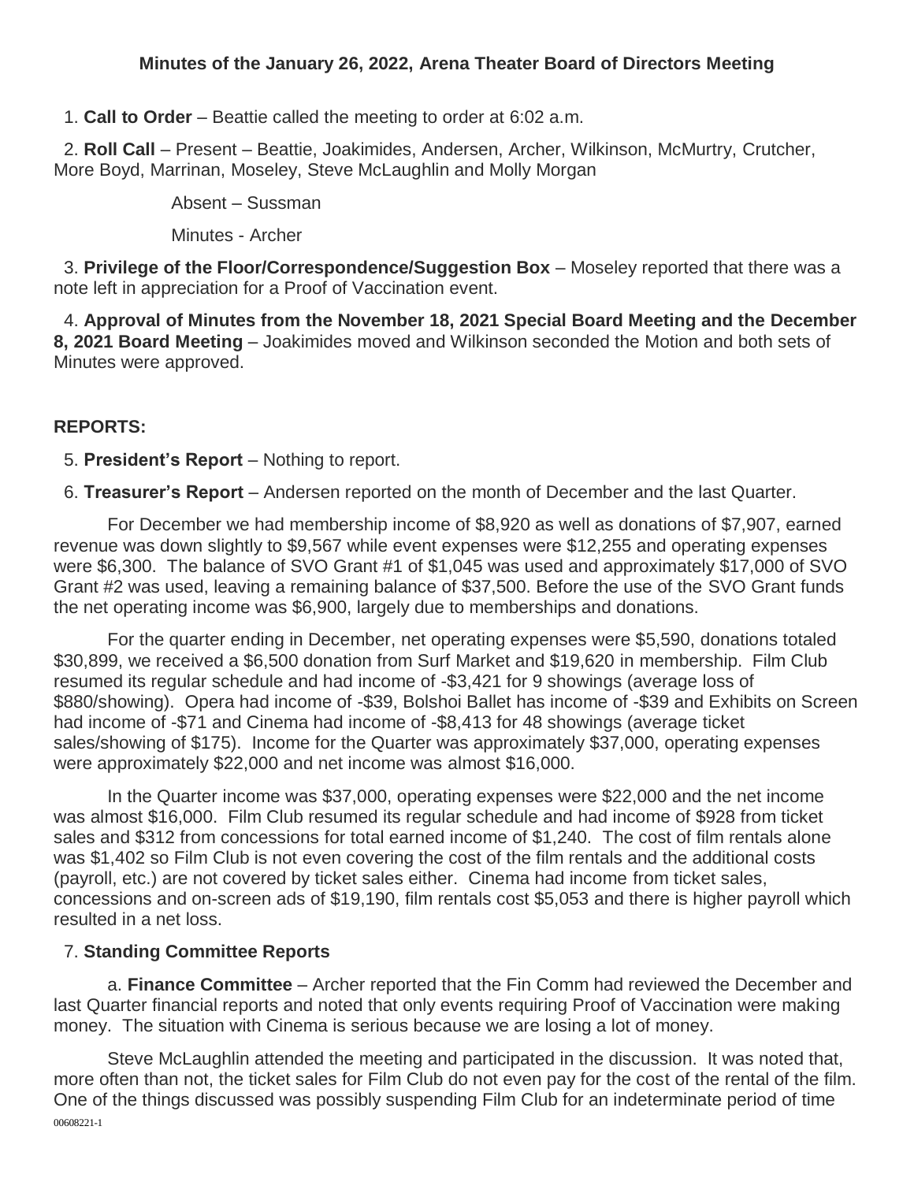## Minutes of the January 26, 2022, Arena Theater Board of Directors Meeting

1. **Call to Order** – Beattie called the meeting to order at 6:02 a.m.

2. **Roll Call** – Present – Beattie, Joakimides, Andersen, Archer, Wilkinson, McMurtry, Crutcher, More Boyd, Marrinan, Moseley, Steve McLaughlin and Molly Morgan

   Absent – Sussman

   Minutes - Archer

3. **Privilege of the Floor/Correspondence/Suggestion Box** – Moseley reported that there was a note left in appreciation for a Proof of Vaccination event.

4. **Approval of Minutes from the November 18, 2021 Special Board Meeting and the December 8, 2021 Board Meeting** – Joakimides moved and Wilkinson seconded the Motion and both sets of Minutes were approved.

### REPORTS:

5. **President's Report** – Nothing to report.

6. **Treasurer's Report** – Andersen reported on the month of December and the last Quarter.

For December we had membership income of $8,920 as well as donations of $7,907, earned revenue was down slightly to $9,567 while event expenses were $12,255 and operating expenses were $6,300. The balance of SVO Grant #1 of $1,045 was used and approximately $17,000 of SVO Grant #2 was used, leaving a remaining balance of $37,500. Before the use of the SVO Grant funds the net operating income was $6,900, largely due to memberships and donations.

For the quarter ending in December, net operating expenses were $5,590, donations totaled $30,899, we received a $6,500 donation from Surf Market and $19,620 in membership. Film Club resumed its regular schedule and had income of -$3,421 for 9 showings (average loss of $880/showing). Opera had income of -$39, Bolshoi Ballet has income of -$39 and Exhibits on Screen had income of -$71 and Cinema had income of -$8,413 for 48 showings (average ticket sales/showing of $175). Income for the Quarter was approximately $37,000, operating expenses were approximately $22,000 and net income was almost $16,000.

In the Quarter income was $37,000, operating expenses were $22,000 and the net income was almost $16,000. Film Club resumed its regular schedule and had income of $928 from ticket sales and $312 from concessions for total earned income of $1,240. The cost of film rentals alone was $1,402 so Film Club is not even covering the cost of the film rentals and the additional costs (payroll, etc.) are not covered by ticket sales either. Cinema had income from ticket sales, concessions and on-screen ads of $19,190, film rentals cost $5,053 and there is higher payroll which resulted in a net loss.

7. **Standing Committee Reports**

   a. **Finance Committee** – Archer reported that the Fin Comm had reviewed the December and last Quarter financial reports and noted that only events requiring Proof of Vaccination were making money. The situation with Cinema is serious because we are losing a lot of money.

Steve McLaughlin attended the meeting and participated in the discussion. It was noted that, more often than not, the ticket sales for Film Club do not even pay for the cost of the rental of the film. One of the things discussed was possibly suspending Film Club for an indeterminate period of time

00608221-1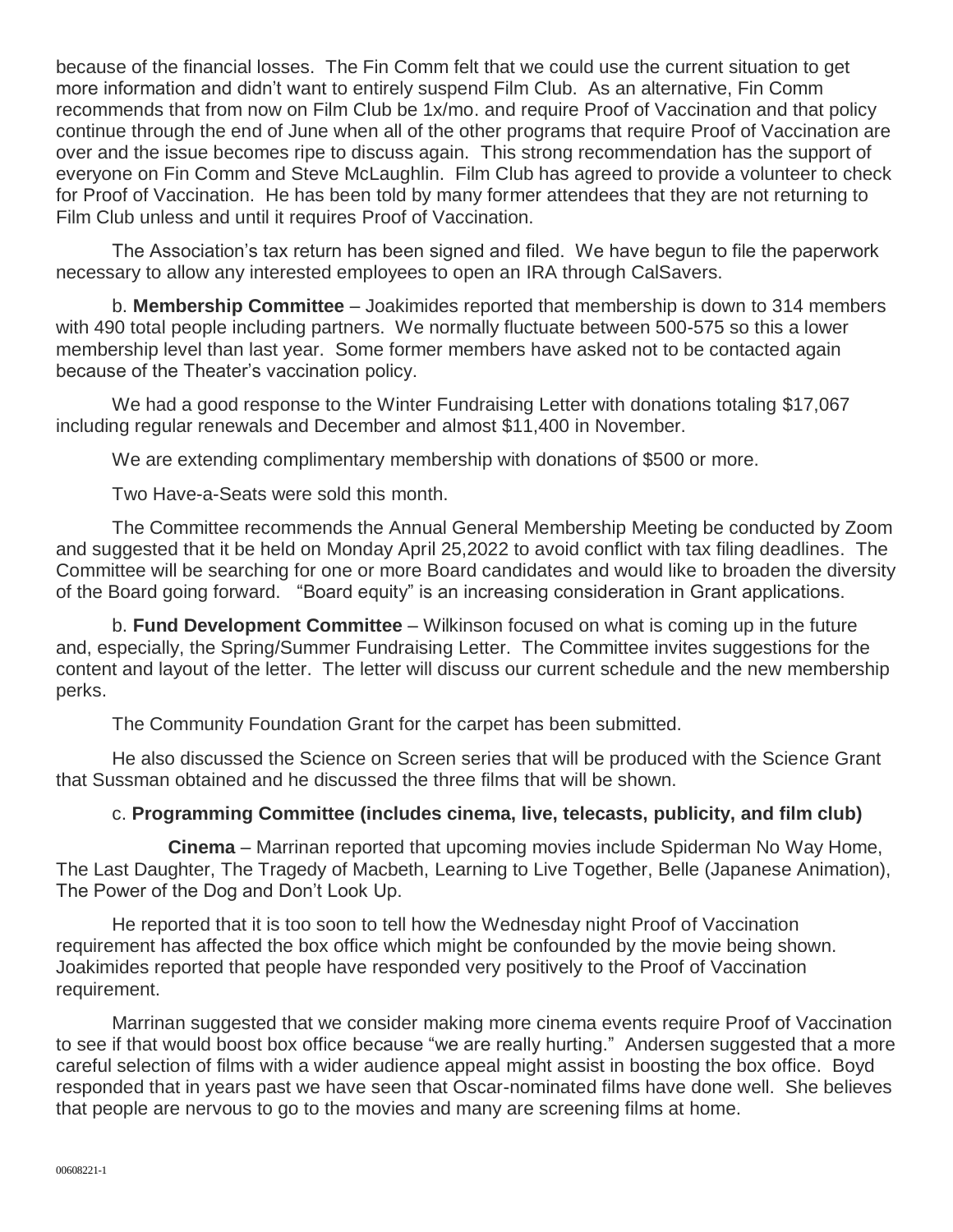because of the financial losses. The Fin Comm felt that we could use the current situation to get more information and didn't want to entirely suspend Film Club. As an alternative, Fin Comm recommends that from now on Film Club be 1x/mo. and require Proof of Vaccination and that policy continue through the end of June when all of the other programs that require Proof of Vaccination are over and the issue becomes ripe to discuss again. This strong recommendation has the support of everyone on Fin Comm and Steve McLaughlin. Film Club has agreed to provide a volunteer to check for Proof of Vaccination. He has been told by many former attendees that they are not returning to Film Club unless and until it requires Proof of Vaccination.

The Association's tax return has been signed and filed. We have begun to file the paperwork necessary to allow any interested employees to open an IRA through CalSavers.

b. **Membership Committee** – Joakimides reported that membership is down to 314 members with 490 total people including partners. We normally fluctuate between 500-575 so this a lower membership level than last year. Some former members have asked not to be contacted again because of the Theater's vaccination policy.

We had a good response to the Winter Fundraising Letter with donations totaling $17,067 including regular renewals and December and almost $11,400 in November.

We are extending complimentary membership with donations of $500 or more.

Two Have-a-Seats were sold this month.

The Committee recommends the Annual General Membership Meeting be conducted by Zoom and suggested that it be held on Monday April 25,2022 to avoid conflict with tax filing deadlines. The Committee will be searching for one or more Board candidates and would like to broaden the diversity of the Board going forward. "Board equity" is an increasing consideration in Grant applications.

b. **Fund Development Committee** – Wilkinson focused on what is coming up in the future and, especially, the Spring/Summer Fundraising Letter. The Committee invites suggestions for the content and layout of the letter. The letter will discuss our current schedule and the new membership perks.

The Community Foundation Grant for the carpet has been submitted.

He also discussed the Science on Screen series that will be produced with the Science Grant that Sussman obtained and he discussed the three films that will be shown.

c. **Programming Committee (includes cinema, live, telecasts, publicity, and film club)**

**Cinema** – Marrinan reported that upcoming movies include Spiderman No Way Home, The Last Daughter, The Tragedy of Macbeth, Learning to Live Together, Belle (Japanese Animation), The Power of the Dog and Don't Look Up.

He reported that it is too soon to tell how the Wednesday night Proof of Vaccination requirement has affected the box office which might be confounded by the movie being shown. Joakimides reported that people have responded very positively to the Proof of Vaccination requirement.

Marrinan suggested that we consider making more cinema events require Proof of Vaccination to see if that would boost box office because "we are really hurting." Andersen suggested that a more careful selection of films with a wider audience appeal might assist in boosting the box office. Boyd responded that in years past we have seen that Oscar-nominated films have done well. She believes that people are nervous to go to the movies and many are screening films at home.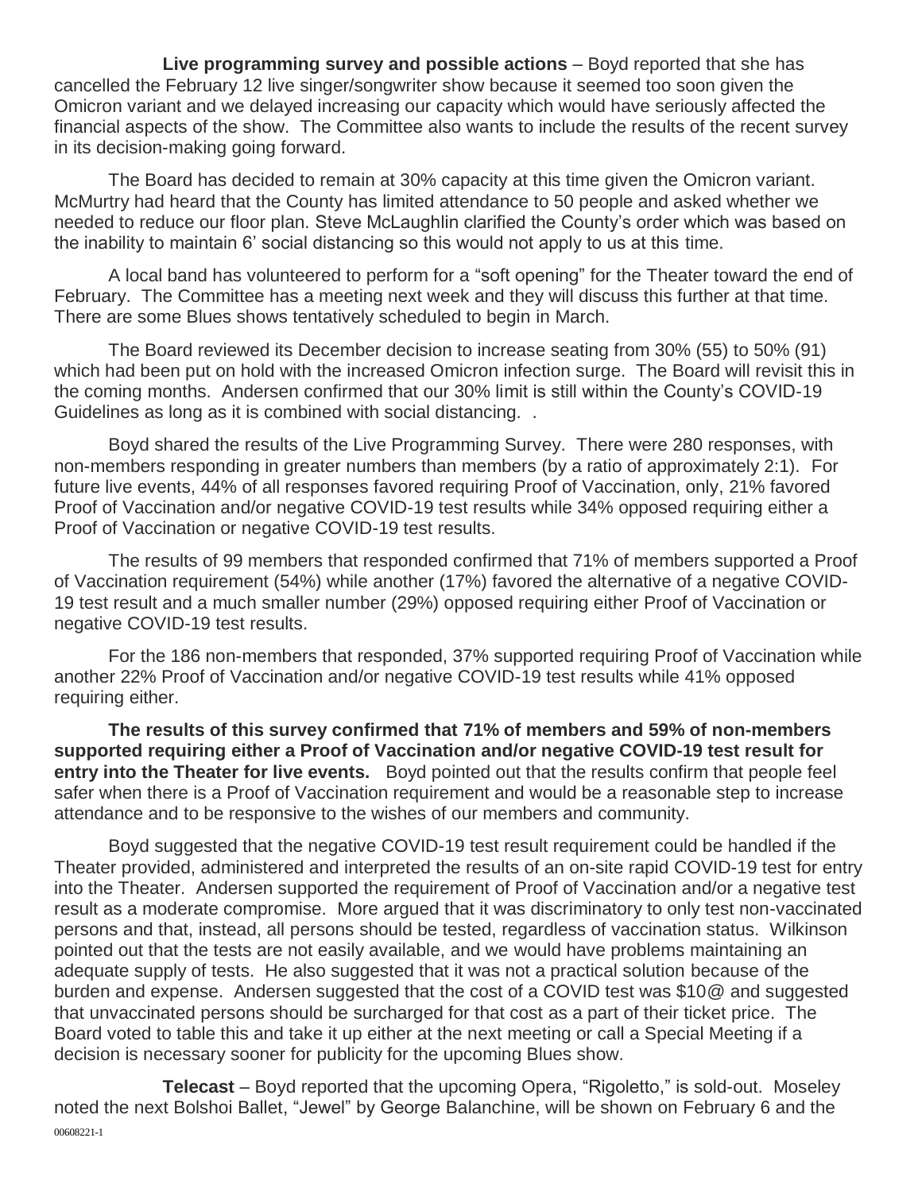**Live programming survey and possible actions** – Boyd reported that she has cancelled the February 12 live singer/songwriter show because it seemed too soon given the Omicron variant and we delayed increasing our capacity which would have seriously affected the financial aspects of the show. The Committee also wants to include the results of the recent survey in its decision-making going forward.

The Board has decided to remain at 30% capacity at this time given the Omicron variant. McMurtry had heard that the County has limited attendance to 50 people and asked whether we needed to reduce our floor plan. Steve McLaughlin clarified the County's order which was based on the inability to maintain 6' social distancing so this would not apply to us at this time.

A local band has volunteered to perform for a "soft opening" for the Theater toward the end of February. The Committee has a meeting next week and they will discuss this further at that time. There are some Blues shows tentatively scheduled to begin in March.

The Board reviewed its December decision to increase seating from 30% (55) to 50% (91) which had been put on hold with the increased Omicron infection surge. The Board will revisit this in the coming months. Andersen confirmed that our 30% limit is still within the County's COVID-19 Guidelines as long as it is combined with social distancing. .

Boyd shared the results of the Live Programming Survey. There were 280 responses, with non-members responding in greater numbers than members (by a ratio of approximately 2:1). For future live events, 44% of all responses favored requiring Proof of Vaccination, only, 21% favored Proof of Vaccination and/or negative COVID-19 test results while 34% opposed requiring either a Proof of Vaccination or negative COVID-19 test results.

The results of 99 members that responded confirmed that 71% of members supported a Proof of Vaccination requirement (54%) while another (17%) favored the alternative of a negative COVID-19 test result and a much smaller number (29%) opposed requiring either Proof of Vaccination or negative COVID-19 test results.

For the 186 non-members that responded, 37% supported requiring Proof of Vaccination while another 22% Proof of Vaccination and/or negative COVID-19 test results while 41% opposed requiring either.

**The results of this survey confirmed that 71% of members and 59% of non-members supported requiring either a Proof of Vaccination and/or negative COVID-19 test result for entry into the Theater for live events.** Boyd pointed out that the results confirm that people feel safer when there is a Proof of Vaccination requirement and would be a reasonable step to increase attendance and to be responsive to the wishes of our members and community.

Boyd suggested that the negative COVID-19 test result requirement could be handled if the Theater provided, administered and interpreted the results of an on-site rapid COVID-19 test for entry into the Theater. Andersen supported the requirement of Proof of Vaccination and/or a negative test result as a moderate compromise. More argued that it was discriminatory to only test non-vaccinated persons and that, instead, all persons should be tested, regardless of vaccination status. Wilkinson pointed out that the tests are not easily available, and we would have problems maintaining an adequate supply of tests. He also suggested that it was not a practical solution because of the burden and expense. Andersen suggested that the cost of a COVID test was $10@ and suggested that unvaccinated persons should be surcharged for that cost as a part of their ticket price. The Board voted to table this and take it up either at the next meeting or call a Special Meeting if a decision is necessary sooner for publicity for the upcoming Blues show.

**Telecast** – Boyd reported that the upcoming Opera, "Rigoletto," is sold-out. Moseley noted the next Bolshoi Ballet, "Jewel" by George Balanchine, will be shown on February 6 and the

00608221-1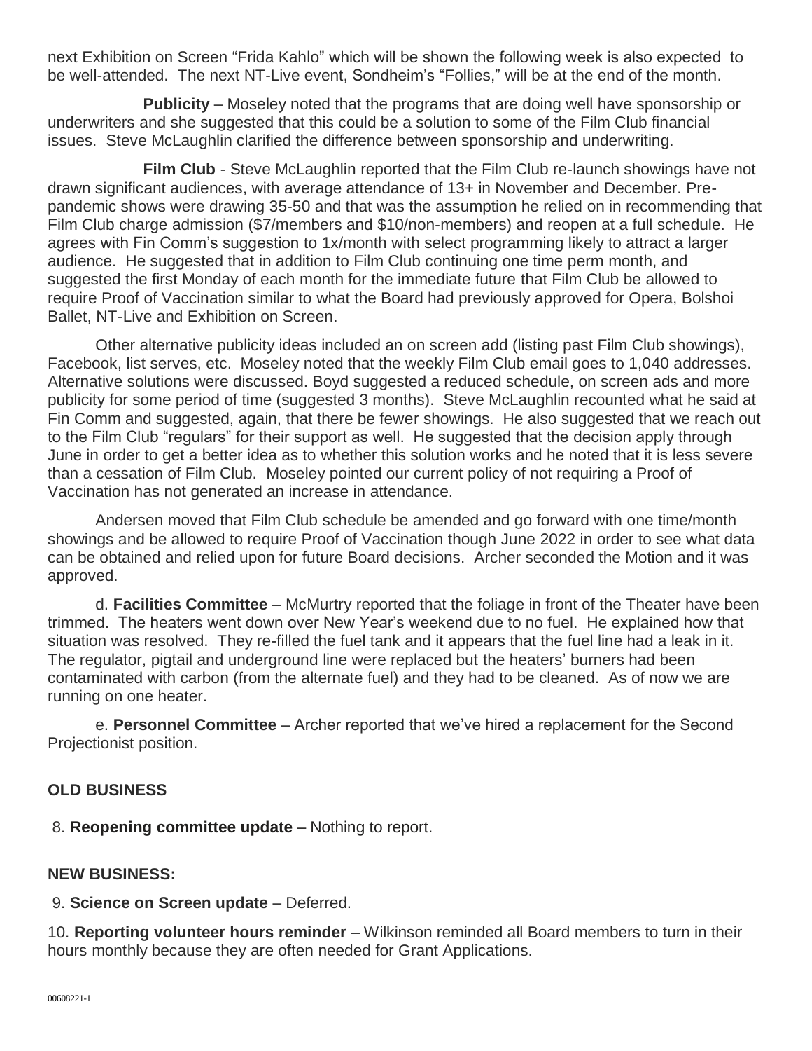next Exhibition on Screen "Frida Kahlo" which will be shown the following week is also expected to be well-attended. The next NT-Live event, Sondheim's "Follies," will be at the end of the month.

**Publicity** – Moseley noted that the programs that are doing well have sponsorship or underwriters and she suggested that this could be a solution to some of the Film Club financial issues. Steve McLaughlin clarified the difference between sponsorship and underwriting.

**Film Club** - Steve McLaughlin reported that the Film Club re-launch showings have not drawn significant audiences, with average attendance of 13+ in November and December. Pre-pandemic shows were drawing 35-50 and that was the assumption he relied on in recommending that Film Club charge admission ($7/members and $10/non-members) and reopen at a full schedule. He agrees with Fin Comm's suggestion to 1x/month with select programming likely to attract a larger audience. He suggested that in addition to Film Club continuing one time perm month, and suggested the first Monday of each month for the immediate future that Film Club be allowed to require Proof of Vaccination similar to what the Board had previously approved for Opera, Bolshoi Ballet, NT-Live and Exhibition on Screen.

Other alternative publicity ideas included an on screen add (listing past Film Club showings), Facebook, list serves, etc. Moseley noted that the weekly Film Club email goes to 1,040 addresses. Alternative solutions were discussed. Boyd suggested a reduced schedule, on screen ads and more publicity for some period of time (suggested 3 months). Steve McLaughlin recounted what he said at Fin Comm and suggested, again, that there be fewer showings. He also suggested that we reach out to the Film Club "regulars" for their support as well. He suggested that the decision apply through June in order to get a better idea as to whether this solution works and he noted that it is less severe than a cessation of Film Club. Moseley pointed our current policy of not requiring a Proof of Vaccination has not generated an increase in attendance.

Andersen moved that Film Club schedule be amended and go forward with one time/month showings and be allowed to require Proof of Vaccination though June 2022 in order to see what data can be obtained and relied upon for future Board decisions. Archer seconded the Motion and it was approved.

d. **Facilities Committee** – McMurtry reported that the foliage in front of the Theater have been trimmed. The heaters went down over New Year's weekend due to no fuel. He explained how that situation was resolved. They re-filled the fuel tank and it appears that the fuel line had a leak in it. The regulator, pigtail and underground line were replaced but the heaters' burners had been contaminated with carbon (from the alternate fuel) and they had to be cleaned. As of now we are running on one heater.

e. **Personnel Committee** – Archer reported that we've hired a replacement for the Second Projectionist position.

**OLD BUSINESS**

8. **Reopening committee update** – Nothing to report.

**NEW BUSINESS:**

9. **Science on Screen update** – Deferred.

10. **Reporting volunteer hours reminder** – Wilkinson reminded all Board members to turn in their hours monthly because they are often needed for Grant Applications.

00608221-1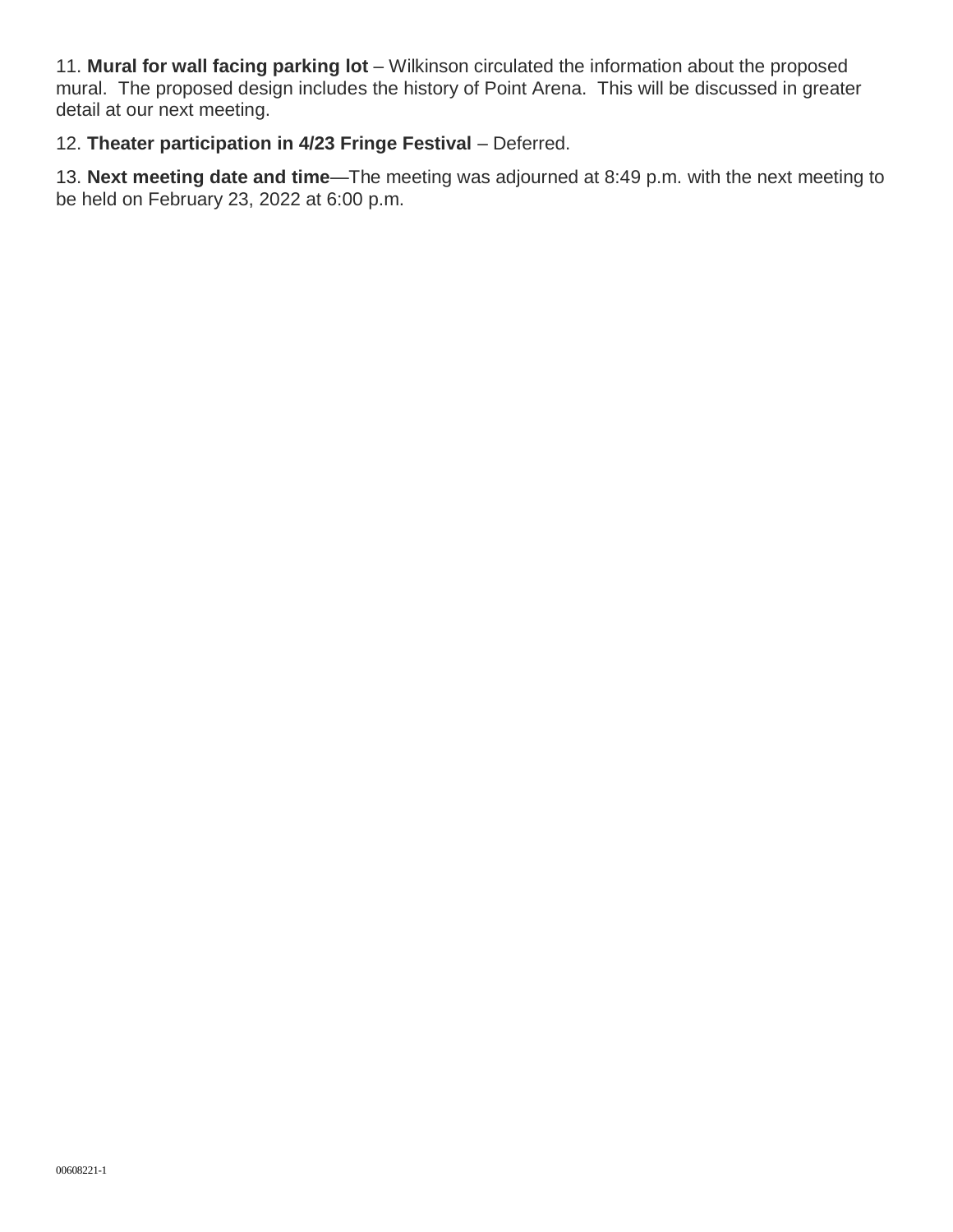11. **Mural for wall facing parking lot** – Wilkinson circulated the information about the proposed mural. The proposed design includes the history of Point Arena. This will be discussed in greater detail at our next meeting.

12. **Theater participation in 4/23 Fringe Festival** – Deferred.

13. **Next meeting date and time**—The meeting was adjourned at 8:49 p.m. with the next meeting to be held on February 23, 2022 at 6:00 p.m.

00608221-1